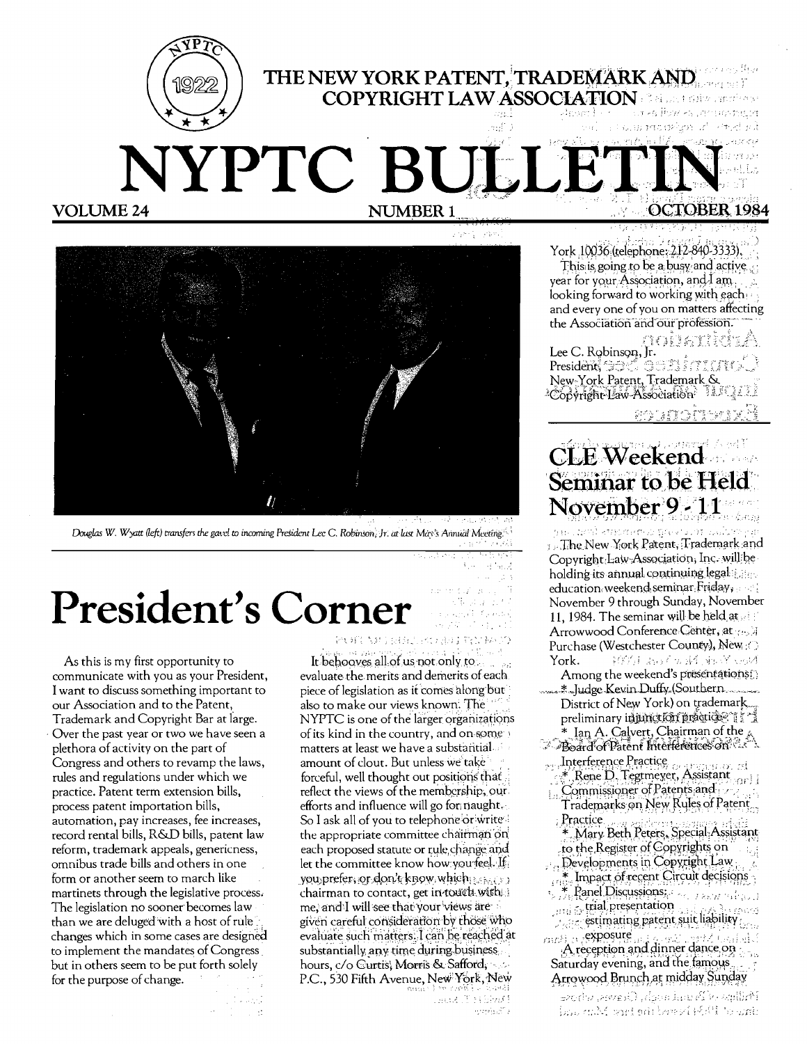THE NEW YORK PATENT, TRADEMARK AND COPYRIGHT LAW ASSOCIATION

# NYPTC BULLETIN

VOLUME 24 NUMBER 1 OCTOBER 1984

Douglas W. Wyatt (left) transfers the gavel to incoming President Lee C. Robinson, Jr. at last May's Annual Meeting.

# President's Corner

As this is my first opportunity to communicate with you as your President, I want to discuss something important to our Association and to the Patent, Trademark and Copyright Bar at large. Over the past year or two we have seen a plethora of activity on the part of Congress and others to revamp the laws, rules and regulations under which we practice. Patent term extension bills, process patent importation bills, automation, pay increases, fee increases, record rental bills, R&D bills, patent law reform, trademark appeals, genericness, omnibus trade bills and others in one form or another seem to march like martinets through the legislative process. The legislation no sooner becomes law than we are deluged with a host of rule changes which in some cases are designed to implement the mandates of Congress but in others seem to be put forth solely for the purpose of change.

It behooves all of us not only to evaluate the merits and demerits of each piece of legislation as it comes along but also to make our views known. The NYPTC is one of the larger organizations of its kind in the country, and on some matters at least we have a substantial amount of clout. But unless we take forceful, well thought out positions that reflect the views of the membership, our efforts and influence will go for naught. So I ask all of you to telephone or write the appropriate committee chairman on each proposed statute or rule change and let the committee know how you feel. If you prefer, or don't know which chairman to contact, get in touch with me, and I will see that your views are given careful consideration by those who evaluate such matters. I can be reached at substantially any time during business hours, c/o Curtis, Morris & Safford, P.C., 530 Fifth Avenue, New York, New York 10036 (telephone: 212-840-3333).

This is going to be a busy and active year for your Association, and I am looking forward to working with each and every one of you on matters affecting the Association and our profession.

Lee C. Robinson, Jr.
President,
New York Patent, Trademark & Copyright Law Association

# CLE Weekend Seminar to be Held November 9 - 11

The New York Patent, Trademark and Copyright Law Association, Inc. will be holding its annual continuing legal education weekend seminar Friday, November 9 through Sunday, November 11, 1984. The seminar will be held at Arrowwood Conference Center, at Purchase (Westchester County), New York.

Among the weekend's presentations:

* Judge Kevin Duffy (Southern District of New York) on trademark preliminary injunction practice
* Ian A. Calvert, Chairman of the Board of Patent Interferences on Interference Practice
* Rene D. Tegtmeyer, Assistant Commissioner of Patents and Trademarks on New Rules of Patent Practice
* Mary Beth Peters, Special Assistant to the Register of Copyrights on Developments in Copyright Law
* Impact of recent Circuit decisions
* Panel Discussions:
  - trial presentation
  - estimating patent suit liability exposure

A reception and dinner dance on Saturday evening, and the famous Arrowood Brunch at midday Sunday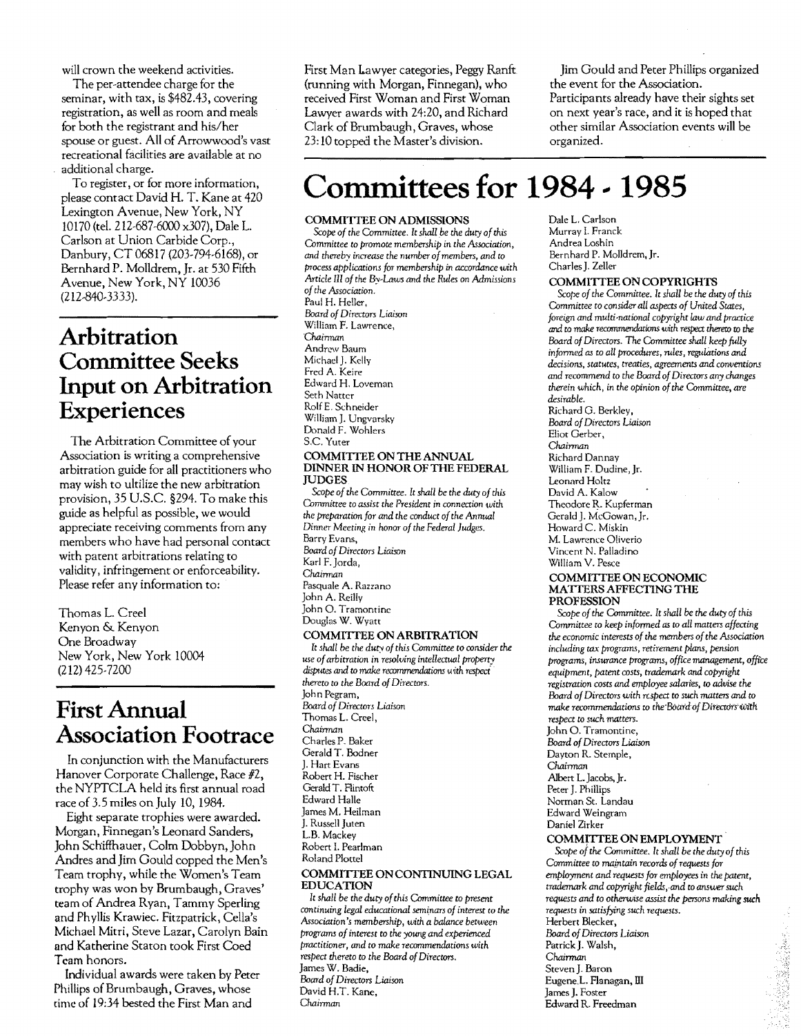will crown the weekend activities.

The per-attendee charge for the seminar, with tax, is $482.43, covering registration, as well as room and meals for both the registrant and his/her spouse or guest. All of Arrowwood's vast recreational facilities are available at no additional charge.

To register, or for more information, please contact David H. T. Kane at 420 Lexington Avenue, New York, NY 10170 (tel. 212-687-6000 x307), Dale L. Carlson at Union Carbide Corp., Danbury, CT 06817 (203-794-6168), or Bernhard P. Molldrem, Jr. at 530 Fifth Avenue, New York, NY 10036 (212-840-3333).

## Arbitration Committee Seeks Input on Arbitration Experiences

The Arbitration Committee of your Association is writing a comprehensive arbitration guide for all practitioners who may wish to ultilize the new arbitration provision, 35 U.S.C. §294. To make this guide as helpful as possible, we would appreciate receiving comments from any members who have had personal contact with patent arbitrations relating to validity, infringement or enforceability. Please refer any information to:

Thomas L. Creel
Kenyon & Kenyon
One Broadway
New York, New York 10004
(212) 425-7200

## First Annual Association Footrace

In conjunction with the Manufacturers Hanover Corporate Challenge, Race #2, the NYPTCLA held its first annual road race of 3.5 miles on July 10, 1984.

Eight separate trophies were awarded. Morgan, Finnegan's Leonard Sanders, John Schiffhauer, Colm Dobbyn, John Andres and Jim Gould copped the Men's Team trophy, while the Women's Team trophy was won by Brumbaugh, Graves' team of Andrea Ryan, Tammy Sperling and Phyllis Krawiec. Fitzpatrick, Cella's Michael Mitri, Steve Lazar, Carolyn Bain and Katherine Staton took First Coed Team honors.

Individual awards were taken by Peter Phillips of Brumbaugh, Graves, whose time of 19:34 bested the First Man and First Man Lawyer categories, Peggy Ranft (running with Morgan, Finnegan), who received First Woman and First Woman Lawyer awards with 24:20, and Richard Clark of Brumbaugh, Graves, whose 23:10 topped the Master's division.

Jim Gould and Peter Phillips organized the event for the Association. Participants already have their sights set on next year's race, and it is hoped that other similar Association events will be organized.

# Committees for 1984 - 1985

### COMMITTEE ON ADMISSIONS

*Scope of the Committee. It shall be the duty of this Committee to promote membership in the Association, and thereby increase the number of members, and to process applications for membership in accordance with Article III of the By-Laws and the Rules on Admissions of the Association.*

Paul H. Heller,
*Board of Directors Liaison*
William F. Lawrence,
*Chairman*
Andrew Baum
Michael J. Kelly
Fred A. Keire
Edward H. Loveman
Seth Natter
Rolf E. Schneider
William J. Ungvarsky
Donald F. Wohlers
S.C. Yuter

### COMMITTEE ON THE ANNUAL DINNER IN HONOR OF THE FEDERAL JUDGES

*Scope of the Committee. It shall be the duty of this Committee to assist the President in connection with the preparation for and the conduct of the Annual Dinner Meeting in honor of the Federal Judges.*

Barry Evans,
*Board of Directors Liaison*
Karl F. Jorda,
*Chairman*
Pasquale A. Razzano
John A. Reilly
John O. Tramontine
Douglas W. Wyatt

### COMMITTEE ON ARBITRATION

*It shall be the duty of this Committee to consider the use of arbitration in resolving intellectual property disputes and to make recommendations with respect thereto to the Board of Directors.*

John Pegram,
*Board of Directors Liaison*
Thomas L. Creel,
*Chairman*
Charles P. Baker
Gerald T. Bodner
J. Hart Evans
Robert H. Fischer
Gerald T. Flintoft
Edward Halle
James M. Heilman
J. Russell Juten
L.B. Mackey
Robert I. Pearlman
Roland Plottel

### COMMITTEE ON CONTINUING LEGAL EDUCATION

*It shall be the duty of this Committee to present continuing legal educational seminars of interest to the Association's membership, with a balance between programs of interest to the young and experienced practitioner, and to make recommendations with respect thereto to the Board of Directors.*

James W. Badie,
*Board of Directors Liaison*
David H.T. Kane,
*Chairman*
Dale L. Carlson
Murray I. Franck
Andrea Loshin
Bernhard P. Molldrem, Jr.
Charles J. Zeller

### COMMITTEE ON COPYRIGHTS

*Scope of the Committee. It shall be the duty of this Committee to consider all aspects of United States, foreign and multi-national copyright law and practice and to make recommendations with respect thereto to the Board of Directors. The Committee shall keep fully informed as to all procedures, rules, regulations and decisions, statutes, treaties, agreements and conventions and recommend to the Board of Directors any changes therein which, in the opinion of the Committee, are desirable.*

Richard G. Berkley,
*Board of Directors Liaison*
Eliot Gerber,
*Chairman*
Richard Dannay
William F. Dudine, Jr.
Leonard Holtz
David A. Kalow
Theodore R. Kupferman
Gerald J. McGowan, Jr.
Howard C. Miskin
M. Lawrence Oliverio
Vincent N. Palladino
William V. Pesce

### COMMITTEE ON ECONOMIC MATTERS AFFECTING THE PROFESSION

*Scope of the Committee. It shall be the duty of this Committee to keep informed as to all matters affecting the economic interests of the members of the Association including tax programs, retirement plans, pension programs, insurance programs, office management, office equipment, patent costs, trademark and copyright registration costs and employee salaries, to advise the Board of Directors with respect to such matters and to make recommendations to the Board of Directors with respect to such matters.*

John O. Tramontine,
*Board of Directors Liaison*
Dayton R. Stemple,
*Chairman*
Albert L. Jacobs, Jr.
Peter J. Phillips
Norman St. Landau
Edward Weingram
Daniel Zirker

### COMMITTEE ON EMPLOYMENT

*Scope of the Committee. It shall be the duty of this Committee to maintain records of requests for employment and requests for employees in the patent, trademark and copyright fields, and to answer such requests and to otherwise assist the persons making such requests in satisfying such requests.*

Herbert Blecker,
*Board of Directors Liaison*
Patrick J. Walsh,
*Chairman*
Steven J. Baron
Eugene L. Flanagan, III
James J. Foster
Edward R. Freedman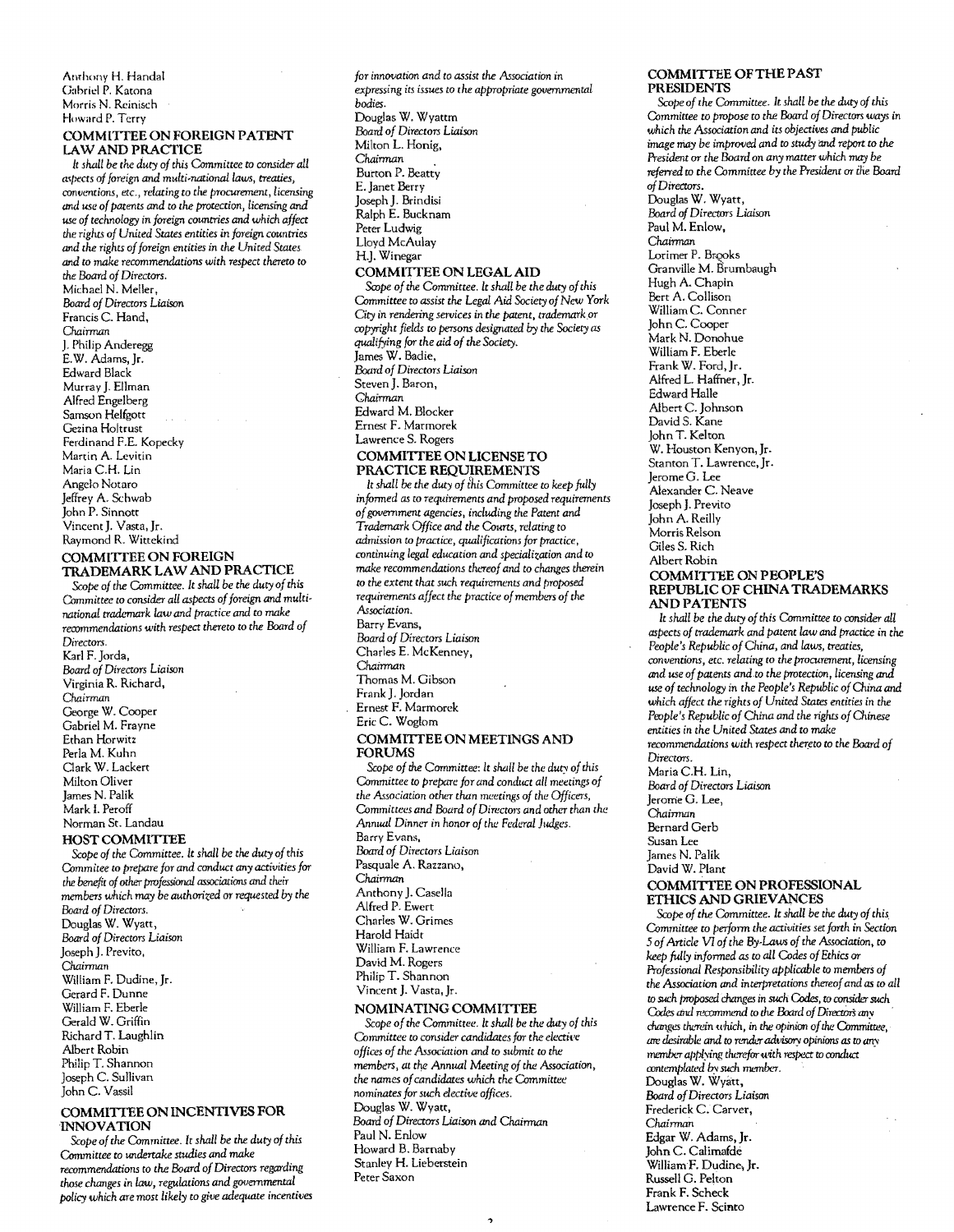Anthony H. Handal
Gabriel P. Katona
Morris N. Reinisch
Howard P. Terry

### COMMITTEE ON FOREIGN PATENT LAW AND PRACTICE

*It shall be the duty of this Committee to consider all aspects of foreign and multi-national laws, treaties, conventions, etc., relating to the procurement, licensing and use of patents and to the protection, licensing and use of technology in foreign countries and which affect the rights of United States entities in foreign countries and the rights of foreign entities in the United States and to make recommendations with respect thereto to the Board of Directors.*

Michael N. Meller,
*Board of Directors Liaison*
Francis C. Hand,
*Chairman*
J. Philip Anderegg
E.W. Adams, Jr.
Edward Black
Murray J. Ellman
Alfred Engelberg
Samson Helfgott
Gezina Holtrust
Ferdinand F.E. Kopecky
Martin A. Levitin
Maria C.H. Lin
Angelo Notaro
Jeffrey A. Schwab
John P. Sinnott
Vincent J. Vasta, Jr.
Raymond R. Wittekind

### COMMITTEE ON FOREIGN TRADEMARK LAW AND PRACTICE

*Scope of the Committee. It shall be the duty of this Committee to consider all aspects of foreign and multi-national trademark law and practice and to make recommendations with respect thereto to the Board of Directors.*

Karl F. Jorda,
*Board of Directors Liaison*
Virginia R. Richard,
*Chairman*
George W. Cooper
Gabriel M. Frayne
Ethan Horwitz
Perla M. Kuhn
Clark W. Lackert
Milton Oliver
James N. Palik
Mark I. Peroff
Norman St. Landau

### HOST COMMITTEE

*Scope of the Committee. It shall be the duty of this Commitee to prepare for and conduct any activities for the benefit of other professional associations and their members which may be authorized or requested by the Board of Directors.*

Douglas W. Wyatt,
*Board of Directors Liaison*
Joseph J. Previto,
*Chairman*
William F. Dudine, Jr.
Gerard F. Dunne
William F. Eberle
Gerald W. Griffin
Richard T. Laughlin
Albert Robin
Philip T. Shannon
Joseph C. Sullivan
John C. Vassil

### COMMITTEE ON INCENTIVES FOR INNOVATION

*Scope of the Committee. It shall be the duty of this Committee to undertake studies and make recommendations to the Board of Directors regarding those changes in law, regulations and governmental policy which are most likely to give adequate incentives for innovation and to assist the Association in expressing its issues to the appropriate governmental bodies.*

Douglas W. Wyattm
*Board of Directors Liaison*
Milton L. Honig,
*Chairman*
Burton P. Beatty
E. Janet Berry
Joseph J. Brindisi
Ralph E. Bucknam
Peter Ludwig
Lloyd McAulay
H.J. Winegar

### COMMITTEE ON LEGAL AID

*Scope of the Committee. It shall be the duty of this Committee to assist the Legal Aid Society of New York City in rendering services in the patent, trademark or copyright fields to persons designated by the Society as qualifying for the aid of the Society.*

James W. Badie,
*Board of Directors Liaison*
Steven J. Baron,
*Chairman*
Edward M. Blocker
Ernest F. Marmorek
Lawrence S. Rogers

### COMMITTEE ON LICENSE TO PRACTICE REQUIREMENTS

*It shall be the duty of this Committee to keep fully informed as to requirements and proposed requirements of government agencies, including the Patent and Trademark Office and the Courts, relating to admission to practice, qualifications for practice, continuing legal education and specialization and to make recommendations thereof and to changes therein to the extent that such requirements and proposed requirements affect the practice of members of the Association.*

Barry Evans,
*Board of Directors Liaison*
Charles E. McKenney,
*Chairman*
Thomas M. Gibson
Frank J. Jordan
Ernest F. Marmorek
Eric C. Woglom

### COMMITTEE ON MEETINGS AND FORUMS

*Scope of the Committee: It shall be the duty of this Committee to prepare for and conduct all meetings of the Association other than meetings of the Officers, Committees and Board of Directors and other than the Annual Dinner in honor of the Federal Judges.*

Barry Evans,
*Board of Directors Liaison*
Pasquale A. Razzano,
*Chairman*
Anthony J. Casella
Alfred P. Ewert
Charles W. Grimes
Harold Haidt
William F. Lawrence
David M. Rogers
Philip T. Shannon
Vincent J. Vasta, Jr.

### NOMINATING COMMITTEE

*Scope of the Committee. It shall be the duty of this Committee to consider candidates for the elective offices of the Association and to submit to the members, at the Annual Meeting of the Association, the names of candidates which the Committee nominates for such elective offices.*

Douglas W. Wyatt,
*Board of Directors Liaison and Chairman*
Paul N. Enlow
Howard B. Barnaby
Stanley H. Lieberstein
Peter Saxon

### COMMITTEE OF THE PAST PRESIDENTS

*Scope of the Committee. It shall be the duty of this Committee to propose to the Board of Directors ways in which the Association and its objectives and public image may be improved and to study and report to the President or the Board on any matter which may be referred to the Committee by the President or the Board of Directors.*

Douglas W. Wyatt,
*Board of Directors Liaison*
Paul M. Enlow,
*Chairman*
Lorimer P. Brooks
Granville M. Brumbaugh
Hugh A. Chapin
Bert A. Collison
William C. Conner
John C. Cooper
Mark N. Donohue
William F. Eberle
Frank W. Ford, Jr.
Alfred L. Haffner, Jr.
Edward Halle
Albert C. Johnson
David S. Kane
John T. Kelton
W. Houston Kenyon, Jr.
Stanton T. Lawrence, Jr.
Jerome G. Lee
Alexander C. Neave
Joseph J. Previto
John A. Reilly
Morris Relson
Giles S. Rich
Albert Robin

### COMMITTEE ON PEOPLE'S REPUBLIC OF CHINA TRADEMARKS AND PATENTS

*It shall be the duty of this Committee to consider all aspects of trademark and patent law and practice in the People's Republic of China, and laws, treaties, conventions, etc. relating to the procurement, licensing and use of patents and to the protection, licensing and use of technology in the People's Republic of China and which affect the rights of United States entities in the People's Republic of China and the rights of Chinese entities in the United States and to make recommendations with respect thereto to the Board of Directors.*

Maria C.H. Lin,
*Board of Directors Liaison*
Jerome G. Lee,
*Chairman*
Bernard Gerb
Susan Lee
James N. Palik
David W. Plant

### COMMITTEE ON PROFESSIONAL ETHICS AND GRIEVANCES

*Scope of the Committee. It shall be the duty of this Committee to perform the activities set forth in Section 5 of Article VI of the By-Laws of the Association, to keep fully informed as to all Codes of Ethics or Professional Responsibility applicable to members of the Association and interpretations thereof and as to all to such proposed changes in such Codes, to consider such Codes and recommend to the Board of Directors any changes therein which, in the opinion of the Committee, are desirable and to render advisory opinions as to any member applying therefor with respect to conduct contemplated by such member.*

Douglas W. Wyatt,
*Board of Directors Liaison*
Frederick C. Carver,
*Chairman*
Edgar W. Adams, Jr.
John C. Calimafde
William F. Dudine, Jr.
Russell G. Pelton
Frank F. Scheck
Lawrence F. Scinto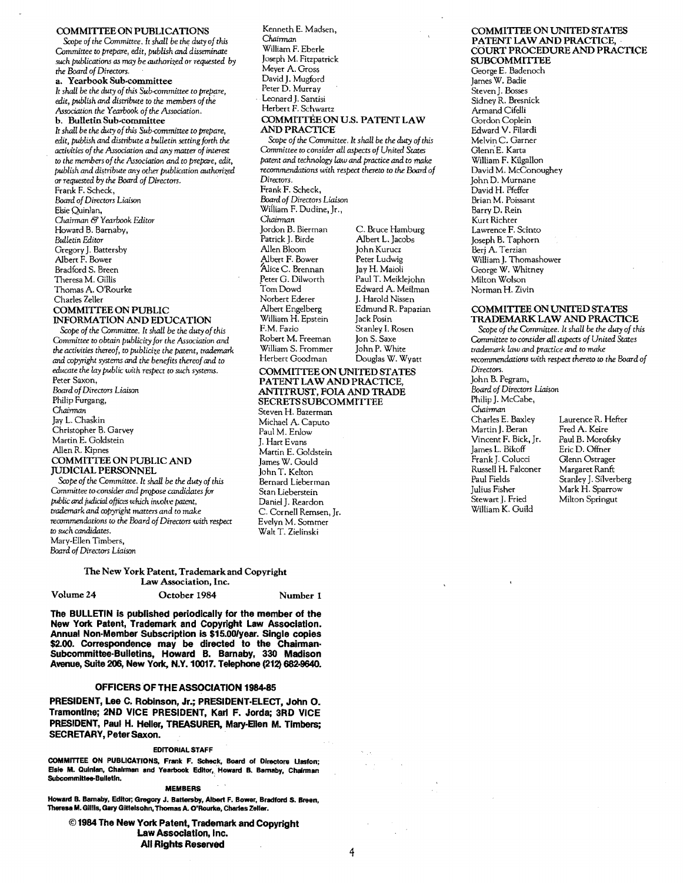### COMMITTEE ON PUBLICATIONS

*Scope of the Committee. It shall be the duty of this Committee to prepare, edit, publish and disseminate such publications as may be authorized or requested by the Board of Directors.*

**a. Yearbook Sub-committee**

*It shall be the duty of this Sub-committee to prepare, edit, publish and distribute to the members of the Association the Yearbook of the Association.*

**b. Bulletin Sub-committee**

*It shall be the duty of this Sub-committee to prepare, edit, publish and distribute a bulletin setting forth the activities of the Association and any matter of interest to the members of the Association and to prepare, edit, publish and distribute any other publication authorized or requested by the Board of Directors.*

Frank F. Scheck,
*Board of Directors Liaison*
Elsie Quinlan,
*Chairman & Yearbook Editor*
Howard B. Barnaby,
*Bulletin Editor*
Gregory J. Battersby
Albert F. Bower
Bradford S. Breen
Theresa M. Gillis
Thomas A. O'Rourke
Charles Zeller

### COMMITTEE ON PUBLIC INFORMATION AND EDUCATION

*Scope of the Committee. It shall be the duty of this Committee to obtain publicity for the Association and the activities thereof, to publicize the patent, trademark and copyright systems and the benefits thereof and to educate the lay public with respect to such systems.*

Peter Saxon,
*Board of Directors Liaison*
Philip Furgang,
*Chairman*
Jay L. Chaskin
Christopher B. Garvey
Martin E. Goldstein
Allen R. Kipnes

### COMMITTEE ON PUBLIC AND JUDICIAL PERSONNEL

*Scope of the Committee. It shall be the duty of this Committee to consider and propose candidates for public and judicial offices which involve patent, trademark and copyright matters and to make recommendations to the Board of Directors with respect to such candidates.*

Mary-Ellen Timbers,
*Board of Directors Liaison*
Kenneth E. Madsen,
*Chairman*
William F. Eberle
Joseph M. Fitzpatrick
Meyer A. Gross
David J. Mugford
Peter D. Murray
Leonard J. Santisi
Herbert F. Schwartz

### COMMITTEE ON U.S. PATENT LAW AND PRACTICE

*Scope of the Committee. It shall be the duty of this Committee to consider all aspects of United States patent and technology law and practice and to make recommendations with respect thereto to the Board of Directors.*

Frank F. Scheck,
*Board of Directors Liaison*
William F. Dudine, Jr.,
*Chairman*

| | |
|---|---|
| Jordon B. Bierman | C. Bruce Hamburg |
| Patrick J. Birde | Albert L. Jacobs |
| Allen Bloom | John Kurucz |
| Albert F. Bower | Peter Ludwig |
| Alice C. Brennan | Jay H. Maioli |
| Peter G. Dilworth | Paul T. Meiklejohn |
| Tom Dowd | Edward A. Meilman |
| Norbert Ederer | J. Harold Nissen |
| Albert Engelberg | Edmund R. Papazian |
| William H. Epstein | Jack Posin |
| F.M. Fazio | Stanley I. Rosen |
| Robert M. Freeman | Jon S. Saxe |
| William S. Frommer | John P. White |
| Herbert Goodman | Douglas W. Wyatt |

### COMMITTEE ON UNITED STATES PATENT LAW AND PRACTICE, ANTITRUST, FOIA AND TRADE SECRETS SUBCOMMITTEE

Steven H. Bazerman
Michael A. Caputo
Paul M. Enlow
J. Hart Evans
Martin E. Goldstein
James W. Gould
John T. Kelton
Bernard Lieberman
Stan Lieberstein
Daniel J. Reardon
C. Cornell Remsen, Jr.
Evelyn M. Sommer
Walt T. Zielinski

### COMMITTEE ON UNITED STATES PATENT LAW AND PRACTICE, COURT PROCEDURE AND PRACTICE SUBCOMMITTEE

George E. Badenoch
James W. Badie
Steven J. Bosses
Sidney R. Bresnick
Armand Cifelli
Gordon Coplein
Edward V. Filardi
Melvin C. Garner
Glenn E. Karta
William F. Kilgallon
David M. McConoughey
John D. Murnane
David H. Pfeffer
Brian M. Poissant
Barry D. Rein
Kurt Richter
Lawrence F. Scinto
Joseph B. Taphorn
Berj A. Terzian
William J. Thomashower
George W. Whitney
Milton Wolson
Norman H. Zivin

### COMMITTEE ON UNITED STATES TRADEMARK LAW AND PRACTICE

*Scope of the Committee. It shall be the duty of this Committee to consider all aspects of United States trademark law and practice and to make recommendations with respect thereto to the Board of Directors.*

John B. Pegram,
*Board of Directors Liaison*
Philip J. McCabe,
*Chairman*

| | |
|---|---|
| Charles E. Baxley | Laurence R. Hefter |
| Martin J. Beran | Fred A. Keire |
| Vincent F. Bick, Jr. | Paul B. Morofsky |
| James L. Bikoff | Eric D. Offner |
| Frank J. Colucci | Glenn Ostrager |
| Russell H. Falconer | Margaret Ranft |
| Paul Fields | Stanley J. Silverberg |
| Julius Fisher | Mark H. Sparrow |
| Stewart J. Fried | Milton Springut |
| William K. Guild | |

---

**The New York Patent, Trademark and Copyright Law Association, Inc.**

Volume 24 — October 1984 — Number 1

**The BULLETIN is published periodically for the member of the New York Patent, Trademark and Copyright Law Association. Annual Non-Member Subscription is $15.00/year. Single copies $2.00. Correspondence may be directed to the Chairman-Subcommittee-Bulletins, Howard B. Barnaby, 330 Madison Avenue, Suite 206, New York, N.Y. 10017. Telephone (212) 682-9640.**

### OFFICERS OF THE ASSOCIATION 1984-85

**PRESIDENT, Lee C. Robinson, Jr.; PRESIDENT-ELECT, John O. Tramontine; 2ND VICE PRESIDENT, Karl F. Jorda; 3RD VICE PRESIDENT, Paul H. Heller, TREASURER, Mary-Ellen M. Timbers; SECRETARY, Peter Saxon.**

#### EDITORIAL STAFF

**COMMITTEE ON PUBLICATIONS, Frank F. Scheck, Board of Directors Liasion; Elsie M. Quinlan, Chairman and Yearbook Editor, Howard B. Barnaby, Chairman Subcommittee-Bulletin.**

#### MEMBERS

**Howard B. Barnaby, Editor; Gregory J. Battersby, Albert F. Bower, Bradford S. Breen, Theresa M. Gillis, Gary Gittelsohn, Thomas A. O'Rourke, Charles Zeller.**

**© 1984 The New York Patent, Trademark and Copyright Law Association, Inc.
All Rights Reserved**